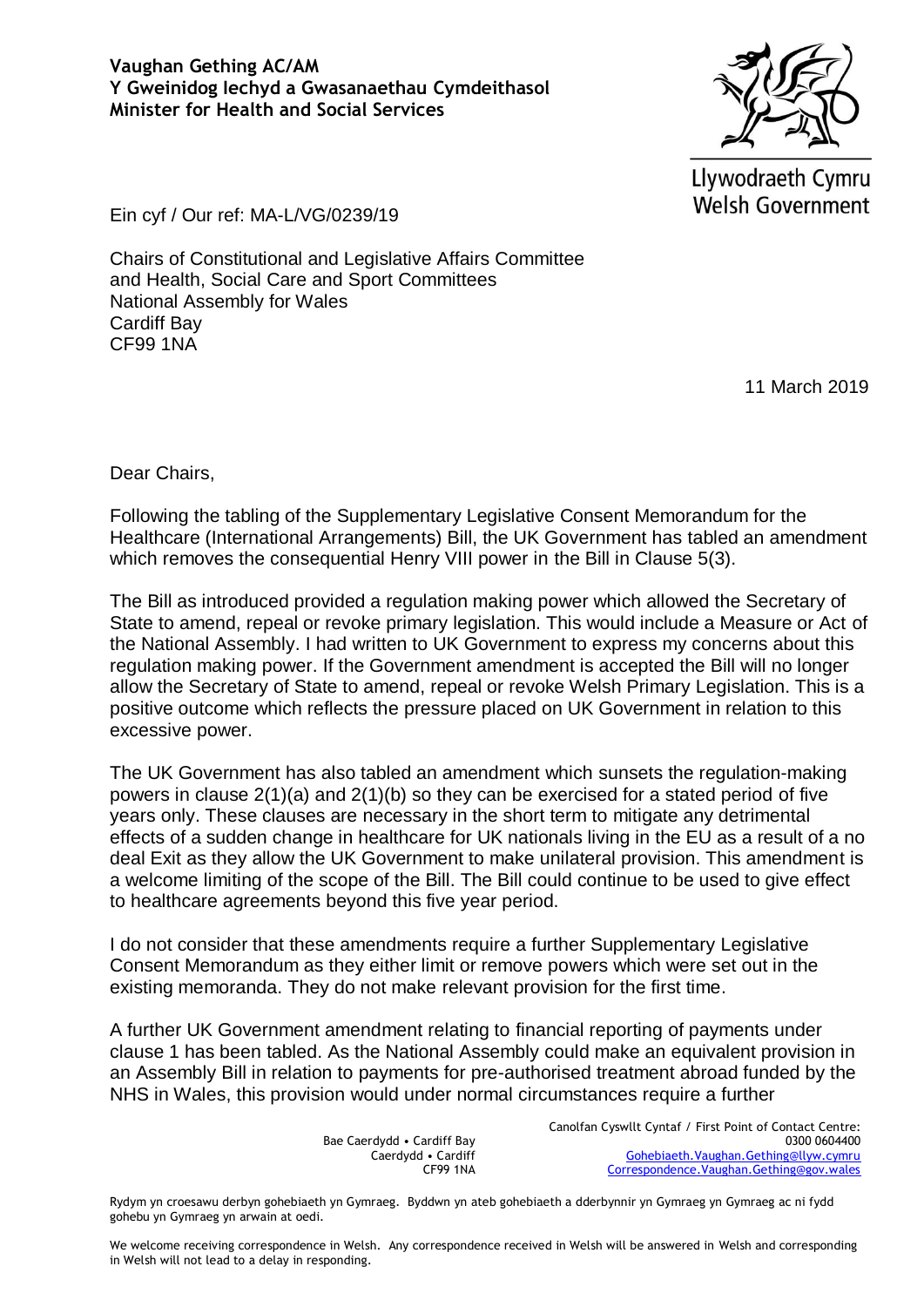**Vaughan Gething AC/AM**
**Y Gweinidog Iechyd a Gwasanaethau Cymdeithasol**
**Minister for Health and Social Services**

Llywodraeth Cymru
Welsh Government

Ein cyf / Our ref: MA-L/VG/0239/19

Chairs of Constitutional and Legislative Affairs Committee
and Health, Social Care and Sport Committees
National Assembly for Wales
Cardiff Bay
CF99 1NA

11 March 2019

Dear Chairs,

Following the tabling of the Supplementary Legislative Consent Memorandum for the Healthcare (International Arrangements) Bill, the UK Government has tabled an amendment which removes the consequential Henry VIII power in the Bill in Clause 5(3).

The Bill as introduced provided a regulation making power which allowed the Secretary of State to amend, repeal or revoke primary legislation. This would include a Measure or Act of the National Assembly. I had written to UK Government to express my concerns about this regulation making power. If the Government amendment is accepted the Bill will no longer allow the Secretary of State to amend, repeal or revoke Welsh Primary Legislation. This is a positive outcome which reflects the pressure placed on UK Government in relation to this excessive power.

The UK Government has also tabled an amendment which sunsets the regulation-making powers in clause 2(1)(a) and 2(1)(b) so they can be exercised for a stated period of five years only. These clauses are necessary in the short term to mitigate any detrimental effects of a sudden change in healthcare for UK nationals living in the EU as a result of a no deal Exit as they allow the UK Government to make unilateral provision. This amendment is a welcome limiting of the scope of the Bill. The Bill could continue to be used to give effect to healthcare agreements beyond this five year period.

I do not consider that these amendments require a further Supplementary Legislative Consent Memorandum as they either limit or remove powers which were set out in the existing memoranda. They do not make relevant provision for the first time.

A further UK Government amendment relating to financial reporting of payments under clause 1 has been tabled. As the National Assembly could make an equivalent provision in an Assembly Bill in relation to payments for pre-authorised treatment abroad funded by the NHS in Wales, this provision would under normal circumstances require a further

Bae Caerdydd • Cardiff Bay
Caerdydd • Cardiff
CF99 1NA

Canolfan Cyswllt Cyntaf / First Point of Contact Centre:
0300 0604400
Gohebiaeth.Vaughan.Gething@llyw.cymru
Correspondence.Vaughan.Gething@gov.wales

Rydym yn croesawu derbyn gohebiaeth yn Gymraeg. Byddwn yn ateb gohebiaeth a dderbynnir yn Gymraeg yn Gymraeg ac ni fydd gohebu yn Gymraeg yn arwain at oedi.

We welcome receiving correspondence in Welsh. Any correspondence received in Welsh will be answered in Welsh and corresponding in Welsh will not lead to a delay in responding.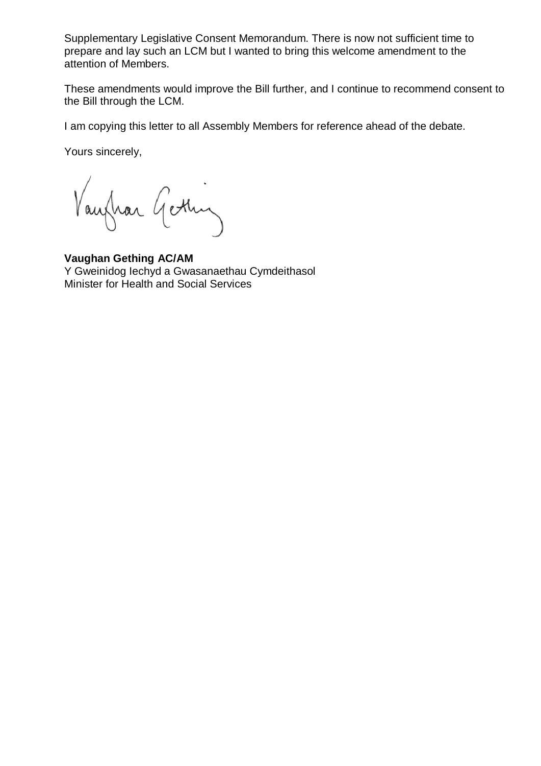Supplementary Legislative Consent Memorandum. There is now not sufficient time to prepare and lay such an LCM but I wanted to bring this welcome amendment to the attention of Members.

These amendments would improve the Bill further, and I continue to recommend consent to the Bill through the LCM.

I am copying this letter to all Assembly Members for reference ahead of the debate.

Yours sincerely,

**Vaughan Gething AC/AM**
Y Gweinidog Iechyd a Gwasanaethau Cymdeithasol
Minister for Health and Social Services